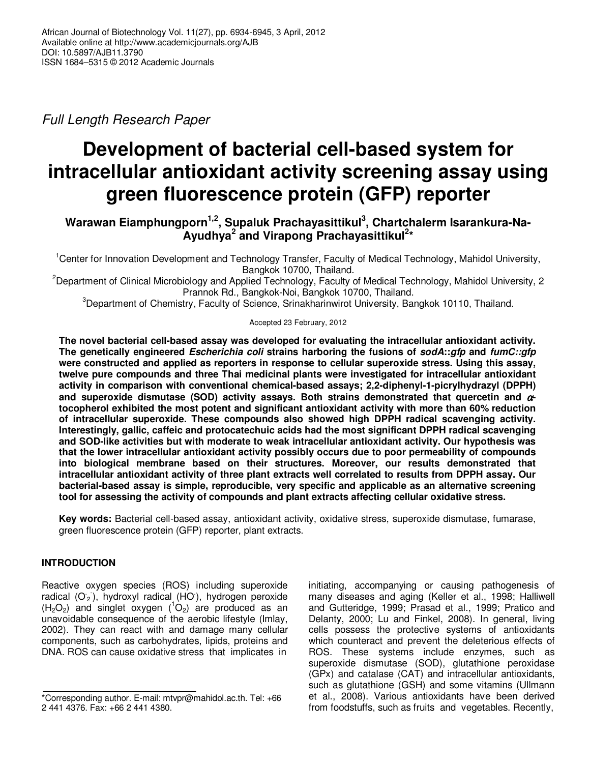Full Length Research Paper

# Development of bacterial cell-based system for intracellular antioxidant activity screening assay using green fluorescence protein (GFP) reporter

**Warawan Eiamphungporn[1,2], Supaluk Prachayasittikul[3], Chartchalerm Isarankura-Na-Ayudhya[2] and Virapong Prachayasittikul[2]***

[1]Center for Innovation Development and Technology Transfer, Faculty of Medical Technology, Mahidol University, Bangkok 10700, Thailand.

[2]Department of Clinical Microbiology and Applied Technology, Faculty of Medical Technology, Mahidol University, 2 Prannok Rd., Bangkok-Noi, Bangkok 10700, Thailand.

[3]Department of Chemistry, Faculty of Science, Srinakharinwirot University, Bangkok 10110, Thailand.

Accepted 23 February, 2012

**The novel bacterial cell-based assay was developed for evaluating the intracellular antioxidant activity. The genetically engineered *Escherichia coli* strains harboring the fusions of *sodA*::*gfp* and *fumC::gfp* were constructed and applied as reporters in response to cellular superoxide stress. Using this assay, twelve pure compounds and three Thai medicinal plants were investigated for intracellular antioxidant activity in comparison with conventional chemical-based assays; 2,2-diphenyl-1-picrylhydrazyl (DPPH) and superoxide dismutase (SOD) activity assays. Both strains demonstrated that quercetin and $\alpha$-tocopherol exhibited the most potent and significant antioxidant activity with more than 60% reduction of intracellular superoxide. These compounds also showed high DPPH radical scavenging activity. Interestingly, gallic, caffeic and protocatechuic acids had the most significant DPPH radical scavenging and SOD-like activities but with moderate to weak intracellular antioxidant activity. Our hypothesis was that the lower intracellular antioxidant activity possibly occurs due to poor permeability of compounds into biological membrane based on their structures. Moreover, our results demonstrated that intracellular antioxidant activity of three plant extracts well correlated to results from DPPH assay. Our bacterial-based assay is simple, reproducible, very specific and applicable as an alternative screening tool for assessing the activity of compounds and plant extracts affecting cellular oxidative stress.**

**Key words:** Bacterial cell-based assay, antioxidant activity, oxidative stress, superoxide dismutase, fumarase, green fluorescence protein (GFP) reporter, plant extracts.

## INTRODUCTION

Reactive oxygen species (ROS) including superoxide radical ($O_2^{\cdot-}$), hydroxyl radical ($HO^{\cdot}$), hydrogen peroxide ($H_2O_2$) and singlet oxygen ($^1O_2$) are produced as an unavoidable consequence of the aerobic lifestyle (Imlay, 2002). They can react with and damage many cellular components, such as carbohydrates, lipids, proteins and DNA. ROS can cause oxidative stress that implicates in initiating, accompanying or causing pathogenesis of many diseases and aging (Keller et al., 1998; Halliwell and Gutteridge, 1999; Prasad et al., 1999; Pratico and Delanty, 2000; Lu and Finkel, 2008). In general, living cells possess the protective systems of antioxidants which counteract and prevent the deleterious effects of ROS. These systems include enzymes, such as superoxide dismutase (SOD), glutathione peroxidase (GPx) and catalase (CAT) and intracellular antioxidants, such as glutathione (GSH) and some vitamins (Ullmann et al., 2008). Various antioxidants have been derived from foodstuffs, such as fruits and vegetables. Recently,

*Corresponding author. E-mail: mtvpr@mahidol.ac.th. Tel: +66 2 441 4376. Fax: +66 2 441 4380.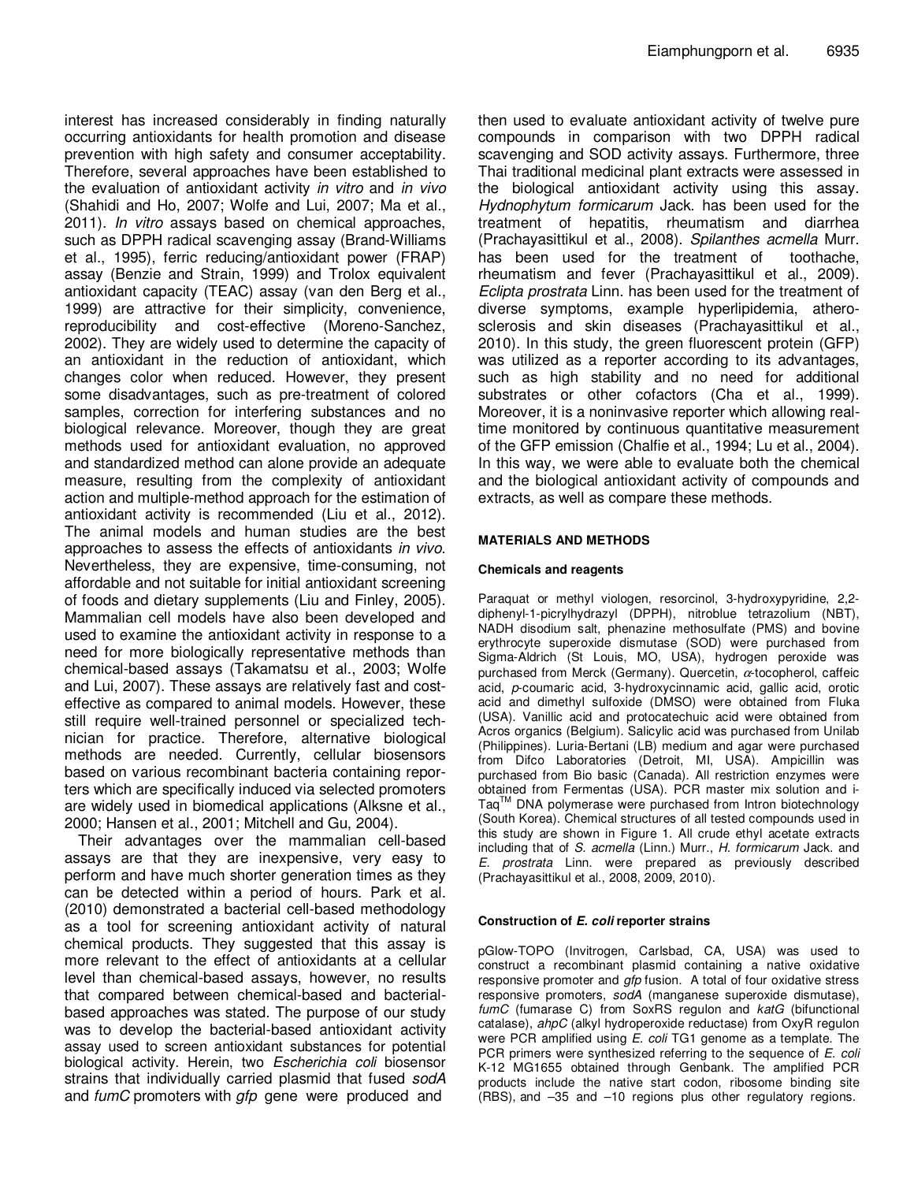interest has increased considerably in finding naturally occurring antioxidants for health promotion and disease prevention with high safety and consumer acceptability. Therefore, several approaches have been established to the evaluation of antioxidant activity *in vitro* and *in vivo* (Shahidi and Ho, 2007; Wolfe and Lui, 2007; Ma et al., 2011). *In vitro* assays based on chemical approaches, such as DPPH radical scavenging assay (Brand-Williams et al., 1995), ferric reducing/antioxidant power (FRAP) assay (Benzie and Strain, 1999) and Trolox equivalent antioxidant capacity (TEAC) assay (van den Berg et al., 1999) are attractive for their simplicity, convenience, reproducibility and cost-effective (Moreno-Sanchez, 2002). They are widely used to determine the capacity of an antioxidant in the reduction of antioxidant, which changes color when reduced. However, they present some disadvantages, such as pre-treatment of colored samples, correction for interfering substances and no biological relevance. Moreover, though they are great methods used for antioxidant evaluation, no approved and standardized method can alone provide an adequate measure, resulting from the complexity of antioxidant action and multiple-method approach for the estimation of antioxidant activity is recommended (Liu et al., 2012). The animal models and human studies are the best approaches to assess the effects of antioxidants *in vivo*. Nevertheless, they are expensive, time-consuming, not affordable and not suitable for initial antioxidant screening of foods and dietary supplements (Liu and Finley, 2005). Mammalian cell models have also been developed and used to examine the antioxidant activity in response to a need for more biologically representative methods than chemical-based assays (Takamatsu et al., 2003; Wolfe and Lui, 2007). These assays are relatively fast and cost-effective as compared to animal models. However, these still require well-trained personnel or specialized technician for practice. Therefore, alternative biological methods are needed. Currently, cellular biosensors based on various recombinant bacteria containing reporters which are specifically induced via selected promoters are widely used in biomedical applications (Alksne et al., 2000; Hansen et al., 2001; Mitchell and Gu, 2004).

Their advantages over the mammalian cell-based assays are that they are inexpensive, very easy to perform and have much shorter generation times as they can be detected within a period of hours. Park et al. (2010) demonstrated a bacterial cell-based methodology as a tool for screening antioxidant activity of natural chemical products. They suggested that this assay is more relevant to the effect of antioxidants at a cellular level than chemical-based assays, however, no results that compared between chemical-based and bacterial-based approaches was stated. The purpose of our study was to develop the bacterial-based antioxidant activity assay used to screen antioxidant substances for potential biological activity. Herein, two *Escherichia coli* biosensor strains that individually carried plasmid that fused *sodA* and *fumC* promoters with *gfp* gene were produced and then used to evaluate antioxidant activity of twelve pure compounds in comparison with two DPPH radical scavenging and SOD activity assays. Furthermore, three Thai traditional medicinal plant extracts were assessed in the biological antioxidant activity using this assay. *Hydnophytum formicarum* Jack. has been used for the treatment of hepatitis, rheumatism and diarrhea (Prachayasittikul et al., 2008). *Spilanthes acmella* Murr. has been used for the treatment of toothache, rheumatism and fever (Prachayasittikul et al., 2009). *Eclipta prostrata* Linn. has been used for the treatment of diverse symptoms, example hyperlipidemia, atherosclerosis and skin diseases (Prachayasittikul et al., 2010). In this study, the green fluorescent protein (GFP) was utilized as a reporter according to its advantages, such as high stability and no need for additional substrates or other cofactors (Cha et al., 1999). Moreover, it is a noninvasive reporter which allowing real-time monitored by continuous quantitative measurement of the GFP emission (Chalfie et al., 1994; Lu et al., 2004). In this way, we were able to evaluate both the chemical and the biological antioxidant activity of compounds and extracts, as well as compare these methods.

## MATERIALS AND METHODS

### Chemicals and reagents

Paraquat or methyl viologen, resorcinol, 3-hydroxypyridine, 2,2-diphenyl-1-picrylhydrazyl (DPPH), nitroblue tetrazolium (NBT), NADH disodium salt, phenazine methosulfate (PMS) and bovine erythrocyte superoxide dismutase (SOD) were purchased from Sigma-Aldrich (St Louis, MO, USA), hydrogen peroxide was purchased from Merck (Germany). Quercetin, $\alpha$-tocopherol, caffeic acid, *p*-coumaric acid, 3-hydroxycinnamic acid, gallic acid, orotic acid and dimethyl sulfoxide (DMSO) were obtained from Fluka (USA). Vanillic acid and protocatechuic acid were obtained from Acros organics (Belgium). Salicylic acid was purchased from Unilab (Philippines). Luria-Bertani (LB) medium and agar were purchased from Difco Laboratories (Detroit, MI, USA). Ampicillin was purchased from Bio basic (Canada). All restriction enzymes were obtained from Fermentas (USA). PCR master mix solution and i-Taq™ DNA polymerase were purchased from Intron biotechnology (South Korea). Chemical structures of all tested compounds used in this study are shown in Figure 1. All crude ethyl acetate extracts including that of *S. acmella* (Linn.) Murr., *H. formicarum* Jack. and *E. prostrata* Linn. were prepared as previously described (Prachayasittikul et al., 2008, 2009, 2010).

### Construction of *E. coli* reporter strains

pGlow-TOPO (Invitrogen, Carlsbad, CA, USA) was used to construct a recombinant plasmid containing a native oxidative responsive promoter and *gfp* fusion. A total of four oxidative stress responsive promoters, *sodA* (manganese superoxide dismutase), *fumC* (fumarase C) from SoxRS regulon and *katG* (bifunctional catalase), *ahpC* (alkyl hydroperoxide reductase) from OxyR regulon were PCR amplified using *E. coli* TG1 genome as a template. The PCR primers were synthesized referring to the sequence of *E. coli* K-12 MG1655 obtained through Genbank. The amplified PCR products include the native start codon, ribosome binding site (RBS), and –35 and –10 regions plus other regulatory regions.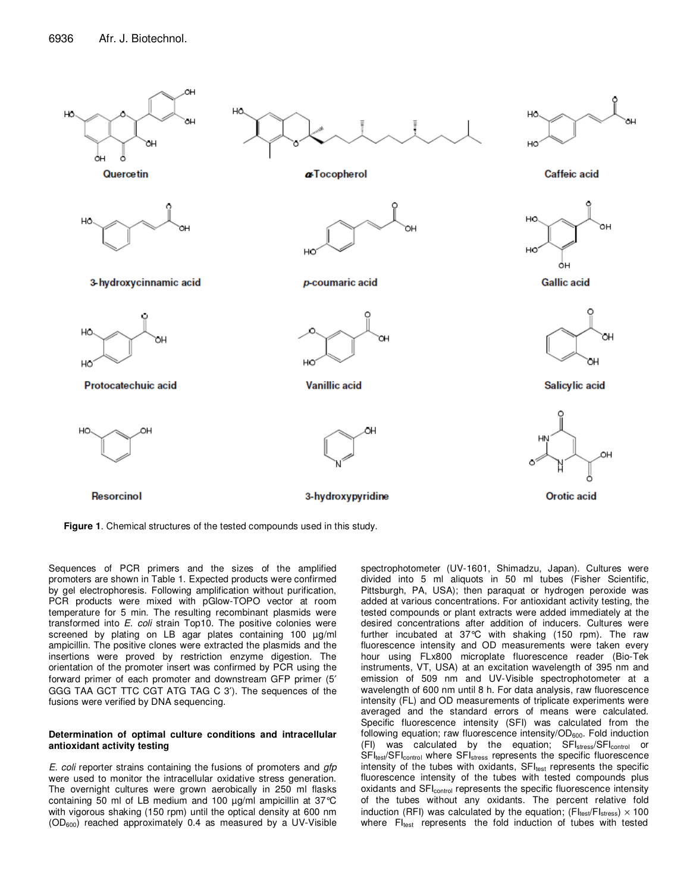Quercetin

α-Tocopherol

Caffeic acid

3-hydroxycinnamic acid

*p*-coumaric acid

Gallic acid

Protocatechuic acid

Vanillic acid

Salicylic acid

Resorcinol

3-hydroxypyridine

Orotic acid

**Figure 1**. Chemical structures of the tested compounds used in this study.

Sequences of PCR primers and the sizes of the amplified promoters are shown in Table 1. Expected products were confirmed by gel electrophoresis. Following amplification without purification, PCR products were mixed with pGlow-TOPO vector at room temperature for 5 min. The resulting recombinant plasmids were transformed into *E. coli* strain Top10. The positive colonies were screened by plating on LB agar plates containing 100 µg/ml ampicillin. The positive clones were extracted the plasmids and the insertions were proved by restriction enzyme digestion. The orientation of the promoter insert was confirmed by PCR using the forward primer of each promoter and downstream GFP primer (5′ GGG TAA GCT TTC CGT ATG TAG C 3′). The sequences of the fusions were verified by DNA sequencing.

### Determination of optimal culture conditions and intracellular antioxidant activity testing

*E. coli* reporter strains containing the fusions of promoters and *gfp* were used to monitor the intracellular oxidative stress generation. The overnight cultures were grown aerobically in 250 ml flasks containing 50 ml of LB medium and 100 µg/ml ampicillin at 37°C with vigorous shaking (150 rpm) until the optical density at 600 nm ($OD_{600}$) reached approximately 0.4 as measured by a UV-Visible spectrophotometer (UV-1601, Shimadzu, Japan). Cultures were divided into 5 ml aliquots in 50 ml tubes (Fisher Scientific, Pittsburgh, PA, USA); then paraquat or hydrogen peroxide was added at various concentrations. For antioxidant activity testing, the tested compounds or plant extracts were added immediately at the desired concentrations after addition of inducers. Cultures were further incubated at 37°C with shaking (150 rpm). The raw fluorescence intensity and OD measurements were taken every hour using FLx800 microplate fluorescence reader (Bio-Tek instruments, VT, USA) at an excitation wavelength of 395 nm and emission of 509 nm and UV-Visible spectrophotometer at a wavelength of 600 nm until 8 h. For data analysis, raw fluorescence intensity (FL) and OD measurements of triplicate experiments were averaged and the standard errors of means were calculated. Specific fluorescence intensity (SFI) was calculated from the following equation; raw fluorescence intensity/$OD_{600}$. Fold induction (FI) was calculated by the equation; $SFI_{stress}/SFI_{control}$ or $SFI_{test}/SFI_{control}$ where $SFI_{stress}$ represents the specific fluorescence intensity of the tubes with oxidants, $SFI_{test}$ represents the specific fluorescence intensity of the tubes with tested compounds plus oxidants and $SFI_{control}$ represents the specific fluorescence intensity of the tubes without any oxidants. The percent relative fold induction (RFI) was calculated by the equation; $(FI_{test}/FI_{stress}) \times 100$ where $FI_{test}$ represents the fold induction of tubes with tested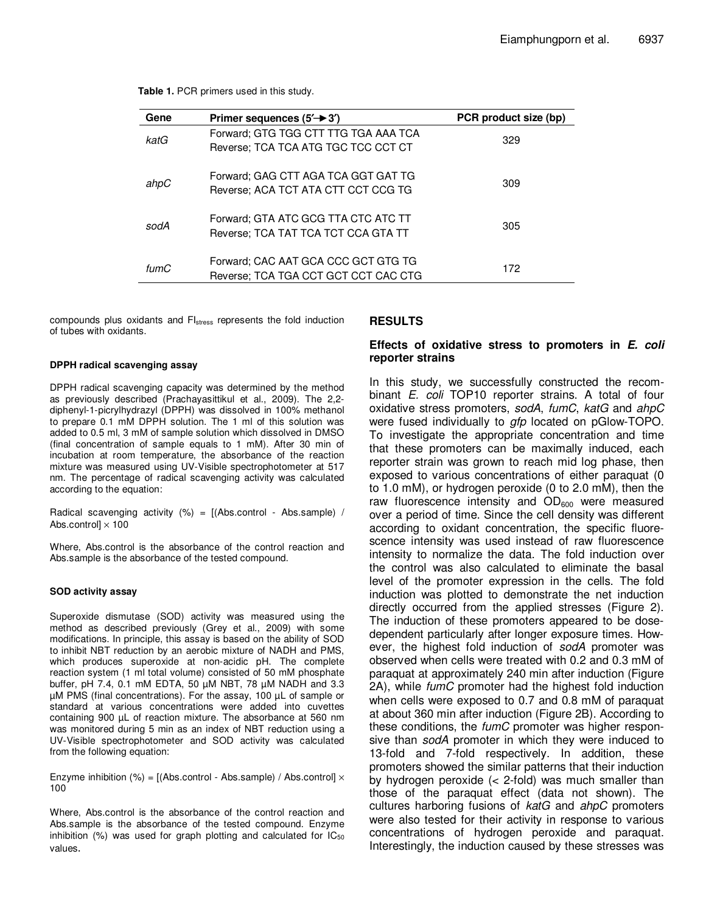**Table 1.** PCR primers used in this study.

| Gene | Primer sequences (5′→3′) | PCR product size (bp) |
|---|---|---|
| *katG* | Forward; GTG TGG CTT TTG TGA AAA TCA<br>Reverse; TCA TCA ATG TGC TCC CCT CT | 329 |
| *ahpC* | Forward; GAG CTT AGA TCA GGT GAT TG<br>Reverse; ACA TCT ATA CTT CCT CCG TG | 309 |
| *sodA* | Forward; GTA ATC GCG TTA CTC ATC TT<br>Reverse; TCA TAT TCA TCT CCA GTA TT | 305 |
| *fumC* | Forward; CAC AAT GCA CCC GCT GTG TG<br>Reverse; TCA TGA CCT GCT CCT CAC CTG | 172 |

compounds plus oxidants and $FI_{stress}$ represents the fold induction of tubes with oxidants.

#### DPPH radical scavenging assay

DPPH radical scavenging capacity was determined by the method as previously described (Prachayasittikul et al., 2009). The 2,2-diphenyl-1-picrylhydrazyl (DPPH) was dissolved in 100% methanol to prepare 0.1 mM DPPH solution. The 1 ml of this solution was added to 0.5 ml, 3 mM of sample solution which dissolved in DMSO (final concentration of sample equals to 1 mM). After 30 min of incubation at room temperature, the absorbance of the reaction mixture was measured using UV-Visible spectrophotometer at 517 nm. The percentage of radical scavenging activity was calculated according to the equation:

$$\text{Radical scavenging activity (\%)} = [(\text{Abs.control} - \text{Abs.sample}) / \text{Abs.control}] \times 100$$

Where, Abs.control is the absorbance of the control reaction and Abs.sample is the absorbance of the tested compound.

#### SOD activity assay

Superoxide dismutase (SOD) activity was measured using the method as described previously (Grey et al., 2009) with some modifications. In principle, this assay is based on the ability of SOD to inhibit NBT reduction by an aerobic mixture of NADH and PMS, which produces superoxide at non-acidic pH. The complete reaction system (1 ml total volume) consisted of 50 mM phosphate buffer, pH 7.4, 0.1 mM EDTA, 50 µM NBT, 78 µM NADH and 3.3 µM PMS (final concentrations). For the assay, 100 µL of sample or standard at various concentrations were added into cuvettes containing 900 µL of reaction mixture. The absorbance at 560 nm was monitored during 5 min as an index of NBT reduction using a UV-Visible spectrophotometer and SOD activity was calculated from the following equation:

$$\text{Enzyme inhibition (\%)} = [(\text{Abs.control} - \text{Abs.sample}) / \text{Abs.control}] \times 100$$

Where, Abs.control is the absorbance of the control reaction and Abs.sample is the absorbance of the tested compound. Enzyme inhibition (%) was used for graph plotting and calculated for $IC_{50}$ values.

## RESULTS

### Effects of oxidative stress to promoters in *E. coli* reporter strains

In this study, we successfully constructed the recombinant *E. coli* TOP10 reporter strains. A total of four oxidative stress promoters, *sodA*, *fumC*, *katG* and *ahpC* were fused individually to *gfp* located on pGlow-TOPO. To investigate the appropriate concentration and time that these promoters can be maximally induced, each reporter strain was grown to reach mid log phase, then exposed to various concentrations of either paraquat (0 to 1.0 mM), or hydrogen peroxide (0 to 2.0 mM), then the raw fluorescence intensity and $OD_{600}$ were measured over a period of time. Since the cell density was different according to oxidant concentration, the specific fluorescence intensity was used instead of raw fluorescence intensity to normalize the data. The fold induction over the control was also calculated to eliminate the basal level of the promoter expression in the cells. The fold induction was plotted to demonstrate the net induction directly occurred from the applied stresses (Figure 2). The induction of these promoters appeared to be dose-dependent particularly after longer exposure times. However, the highest fold induction of *sodA* promoter was observed when cells were treated with 0.2 and 0.3 mM of paraquat at approximately 240 min after induction (Figure 2A), while *fumC* promoter had the highest fold induction when cells were exposed to 0.7 and 0.8 mM of paraquat at about 360 min after induction (Figure 2B). According to these conditions, the *fumC* promoter was higher responsive than *sodA* promoter in which they were induced to 13-fold and 7-fold respectively. In addition, these promoters showed the similar patterns that their induction by hydrogen peroxide (< 2-fold) was much smaller than those of the paraquat effect (data not shown). The cultures harboring fusions of *katG* and *ahpC* promoters were also tested for their activity in response to various concentrations of hydrogen peroxide and paraquat. Interestingly, the induction caused by these stresses was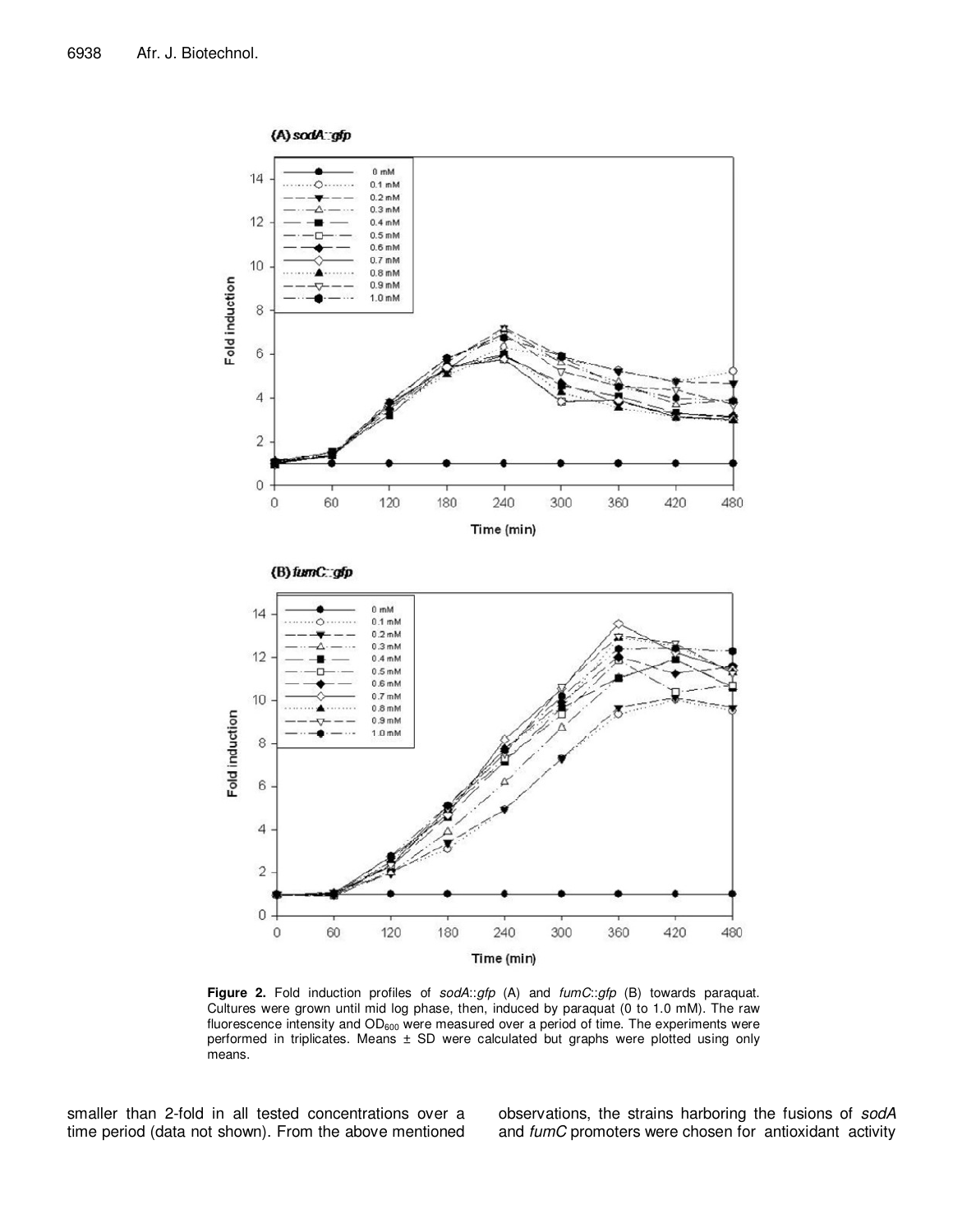**Figure 2.** Fold induction profiles of *sodA*::*gfp* (A) and *fumC*::*gfp* (B) towards paraquat. Cultures were grown until mid log phase, then, induced by paraquat (0 to 1.0 mM). The raw fluorescence intensity and $OD_{600}$ were measured over a period of time. The experiments were performed in triplicates. Means ± SD were calculated but graphs were plotted using only means.

smaller than 2-fold in all tested concentrations over a time period (data not shown). From the above mentioned observations, the strains harboring the fusions of *sodA* and *fumC* promoters were chosen for antioxidant activity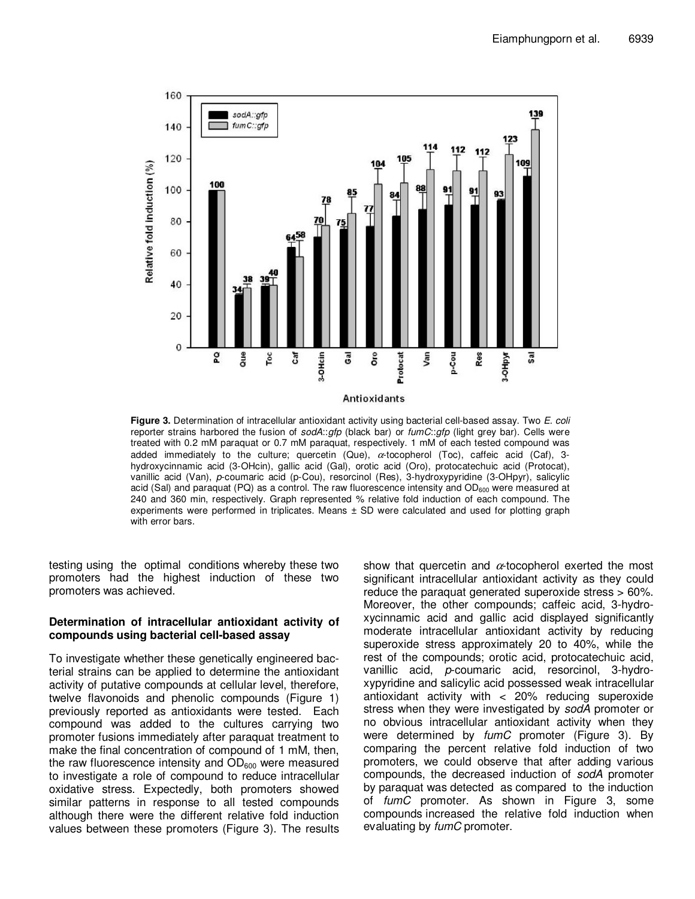**Figure 3.** Determination of intracellular antioxidant activity using bacterial cell-based assay. Two *E. coli* reporter strains harbored the fusion of *sodA*::*gfp* (black bar) or *fumC*::*gfp* (light grey bar). Cells were treated with 0.2 mM paraquat or 0.7 mM paraquat, respectively. 1 mM of each tested compound was added immediately to the culture; quercetin (Que), $\alpha$-tocopherol (Toc), caffeic acid (Caf), 3-hydroxycinnamic acid (3-OHcin), gallic acid (Gal), orotic acid (Oro), protocatechuic acid (Protocat), vanillic acid (Van), *p*-coumaric acid (p-Cou), resorcinol (Res), 3-hydroxypyridine (3-OHpyr), salicylic acid (Sal) and paraquat (PQ) as a control. The raw fluorescence intensity and $OD_{600}$ were measured at 240 and 360 min, respectively. Graph represented % relative fold induction of each compound. The experiments were performed in triplicates. Means ± SD were calculated and used for plotting graph with error bars.

testing using the optimal conditions whereby these two promoters had the highest induction of these two promoters was achieved.

**Determination of intracellular antioxidant activity of compounds using bacterial cell-based assay**

To investigate whether these genetically engineered bacterial strains can be applied to determine the antioxidant activity of putative compounds at cellular level, therefore, twelve flavonoids and phenolic compounds (Figure 1) previously reported as antioxidants were tested. Each compound was added to the cultures carrying two promoter fusions immediately after paraquat treatment to make the final concentration of compound of 1 mM, then, the raw fluorescence intensity and $OD_{600}$ were measured to investigate a role of compound to reduce intracellular oxidative stress. Expectedly, both promoters showed similar patterns in response to all tested compounds although there were the different relative fold induction values between these promoters (Figure 3). The results show that quercetin and $\alpha$-tocopherol exerted the most significant intracellular antioxidant activity as they could reduce the paraquat generated superoxide stress > 60%. Moreover, the other compounds; caffeic acid, 3-hydroxycinnamic acid and gallic acid displayed significantly moderate intracellular antioxidant activity by reducing superoxide stress approximately 20 to 40%, while the rest of the compounds; orotic acid, protocatechuic acid, vanillic acid, *p*-coumaric acid, resorcinol, 3-hydroxypyridine and salicylic acid possessed weak intracellular antioxidant activity with < 20% reducing superoxide stress when they were investigated by *sodA* promoter or no obvious intracellular antioxidant activity when they were determined by *fumC* promoter (Figure 3). By comparing the percent relative fold induction of two promoters, we could observe that after adding various compounds, the decreased induction of *sodA* promoter by paraquat was detected as compared to the induction of *fumC* promoter. As shown in Figure 3, some compounds increased the relative fold induction when evaluating by *fumC* promoter.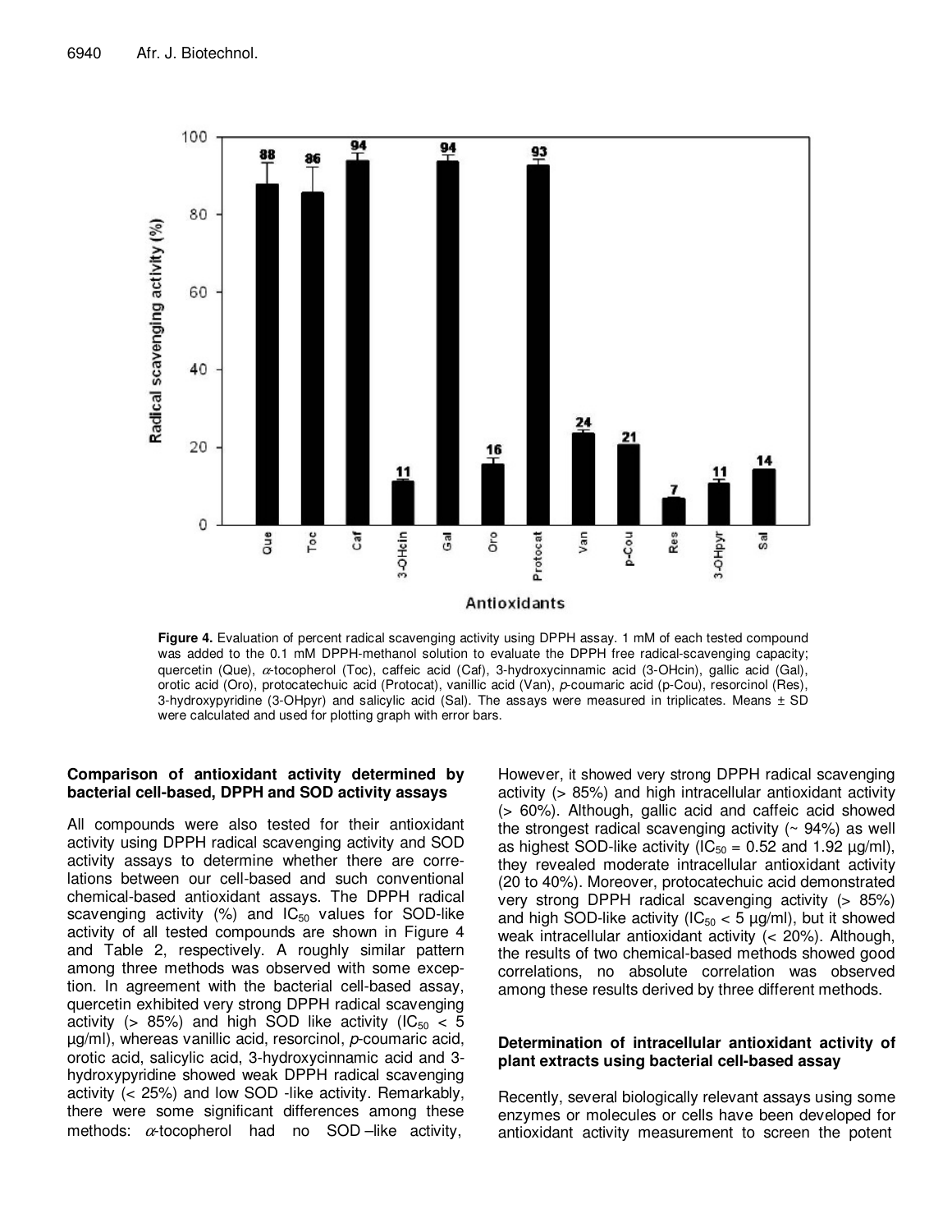**Figure 4.** Evaluation of percent radical scavenging activity using DPPH assay. 1 mM of each tested compound was added to the 0.1 mM DPPH-methanol solution to evaluate the DPPH free radical-scavenging capacity; quercetin (Que), $\alpha$-tocopherol (Toc), caffeic acid (Caf), 3-hydroxycinnamic acid (3-OHcin), gallic acid (Gal), orotic acid (Oro), protocatechuic acid (Protocat), vanillic acid (Van), *p*-coumaric acid (p-Cou), resorcinol (Res), 3-hydroxypyridine (3-OHpyr) and salicylic acid (Sal). The assays were measured in triplicates. Means ± SD were calculated and used for plotting graph with error bars.

### Comparison of antioxidant activity determined by bacterial cell-based, DPPH and SOD activity assays

All compounds were also tested for their antioxidant activity using DPPH radical scavenging activity and SOD activity assays to determine whether there are correlations between our cell-based and such conventional chemical-based antioxidant assays. The DPPH radical scavenging activity (%) and $IC_{50}$ values for SOD-like activity of all tested compounds are shown in Figure 4 and Table 2, respectively. A roughly similar pattern among three methods was observed with some exception. In agreement with the bacterial cell-based assay, quercetin exhibited very strong DPPH radical scavenging activity (> 85%) and high SOD like activity ($IC_{50}$ < 5 µg/ml), whereas vanillic acid, resorcinol, *p*-coumaric acid, orotic acid, salicylic acid, 3-hydroxycinnamic acid and 3-hydroxypyridine showed weak DPPH radical scavenging activity (< 25%) and low SOD -like activity. Remarkably, there were some significant differences among these methods: $\alpha$-tocopherol had no SOD –like activity, However, it showed very strong DPPH radical scavenging activity (> 85%) and high intracellular antioxidant activity (> 60%). Although, gallic acid and caffeic acid showed the strongest radical scavenging activity (~ 94%) as well as highest SOD-like activity ($IC_{50}$ = 0.52 and 1.92 µg/ml), they revealed moderate intracellular antioxidant activity (20 to 40%). Moreover, protocatechuic acid demonstrated very strong DPPH radical scavenging activity (> 85%) and high SOD-like activity ($IC_{50}$ < 5 µg/ml), but it showed weak intracellular antioxidant activity (< 20%). Although, the results of two chemical-based methods showed good correlations, no absolute correlation was observed among these results derived by three different methods.

### Determination of intracellular antioxidant activity of plant extracts using bacterial cell-based assay

Recently, several biologically relevant assays using some enzymes or molecules or cells have been developed for antioxidant activity measurement to screen the potent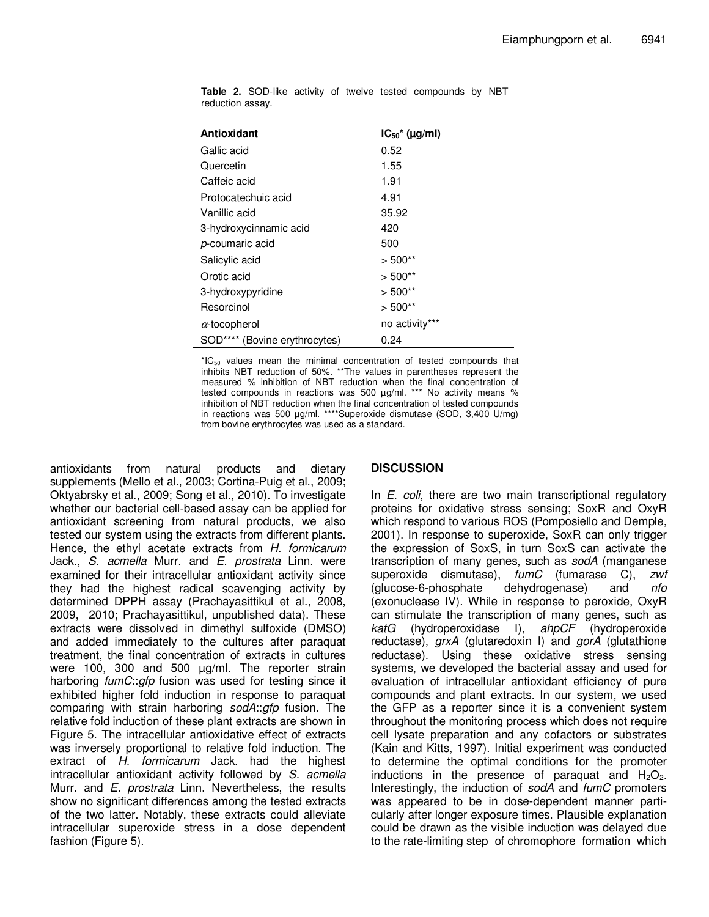**Table 2.** SOD-like activity of twelve tested compounds by NBT reduction assay.

| Antioxidant | $IC_{50}$* (µg/ml) |
|---|---|
| Gallic acid | 0.52 |
| Quercetin | 1.55 |
| Caffeic acid | 1.91 |
| Protocatechuic acid | 4.91 |
| Vanillic acid | 35.92 |
| 3-hydroxycinnamic acid | 420 |
| *p*-coumaric acid | 500 |
| Salicylic acid | > 500** |
| Orotic acid | > 500** |
| 3-hydroxypyridine | > 500** |
| Resorcinol | > 500** |
| $\alpha$-tocopherol | no activity*** |
| SOD**** (Bovine erythrocytes) | 0.24 |

*$IC_{50}$ values mean the minimal concentration of tested compounds that inhibits NBT reduction of 50%. **The values in parentheses represent the measured % inhibition of NBT reduction when the final concentration of tested compounds in reactions was 500 µg/ml. *** No activity means % inhibition of NBT reduction when the final concentration of tested compounds in reactions was 500 µg/ml. ****Superoxide dismutase (SOD, 3,400 U/mg) from bovine erythrocytes was used as a standard.

antioxidants from natural products and dietary supplements (Mello et al., 2003; Cortina-Puig et al., 2009; Oktyabrsky et al., 2009; Song et al., 2010). To investigate whether our bacterial cell-based assay can be applied for antioxidant screening from natural products, we also tested our system using the extracts from different plants. Hence, the ethyl acetate extracts from *H. formicarum* Jack., *S. acmella* Murr. and *E. prostrata* Linn. were examined for their intracellular antioxidant activity since they had the highest radical scavenging activity by determined DPPH assay (Prachayasittikul et al., 2008, 2009, 2010; Prachayasittikul, unpublished data). These extracts were dissolved in dimethyl sulfoxide (DMSO) and added immediately to the cultures after paraquat treatment, the final concentration of extracts in cultures were 100, 300 and 500 µg/ml. The reporter strain harboring *fumC*::*gfp* fusion was used for testing since it exhibited higher fold induction in response to paraquat comparing with strain harboring *sodA*::*gfp* fusion. The relative fold induction of these plant extracts are shown in Figure 5. The intracellular antioxidative effect of extracts was inversely proportional to relative fold induction. The extract of *H. formicarum* Jack. had the highest intracellular antioxidant activity followed by *S. acmella* Murr. and *E. prostrata* Linn. Nevertheless, the results show no significant differences among the tested extracts of the two latter. Notably, these extracts could alleviate intracellular superoxide stress in a dose dependent fashion (Figure 5).

## DISCUSSION

In *E. coli*, there are two main transcriptional regulatory proteins for oxidative stress sensing; SoxR and OxyR which respond to various ROS (Pomposiello and Demple, 2001). In response to superoxide, SoxR can only trigger the expression of SoxS, in turn SoxS can activate the transcription of many genes, such as *sodA* (manganese superoxide dismutase), *fumC* (fumarase C), *zwf* (glucose-6-phosphate dehydrogenase) and *nfo* (exonuclease IV). While in response to peroxide, OxyR can stimulate the transcription of many genes, such as *katG* (hydroperoxidase I), *ahpCF* (hydroperoxide reductase), *grxA* (glutaredoxin I) and *gorA* (glutathione reductase). Using these oxidative stress sensing systems, we developed the bacterial assay and used for evaluation of intracellular antioxidant efficiency of pure compounds and plant extracts. In our system, we used the GFP as a reporter since it is a convenient system throughout the monitoring process which does not require cell lysate preparation and any cofactors or substrates (Kain and Kitts, 1997). Initial experiment was conducted to determine the optimal conditions for the promoter inductions in the presence of paraquat and $H_2O_2$. Interestingly, the induction of *sodA* and *fumC* promoters was appeared to be in dose-dependent manner particularly after longer exposure times. Plausible explanation could be drawn as the visible induction was delayed due to the rate-limiting step of chromophore formation which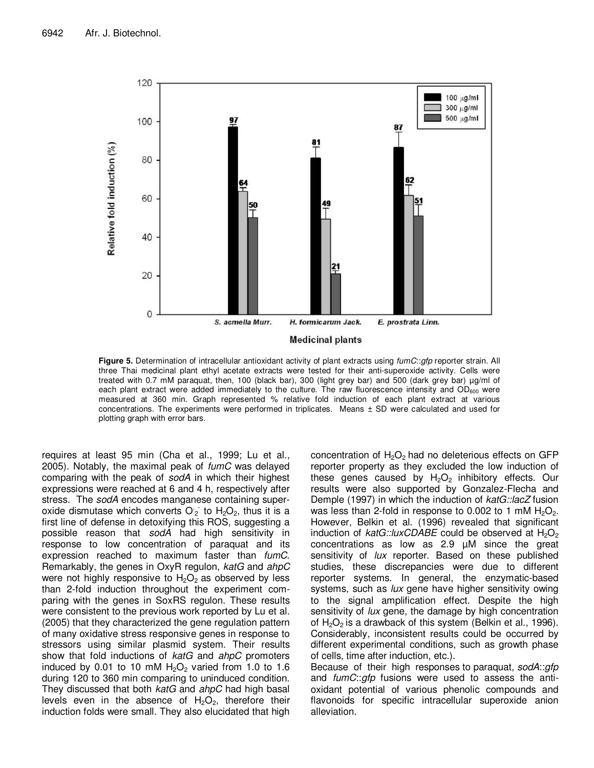**Figure 5.** Determination of intracellular antioxidant activity of plant extracts using *fumC*::*gfp* reporter strain. All three Thai medicinal plant ethyl acetate extracts were tested for their anti-superoxide activity. Cells were treated with 0.7 mM paraquat, then, 100 (black bar), 300 (light grey bar) and 500 (dark grey bar) µg/ml of each plant extract were added immediately to the culture. The raw fluorescence intensity and $OD_{600}$ were measured at 360 min. Graph represented % relative fold induction of each plant extract at various concentrations. The experiments were performed in triplicates. Means ± SD were calculated and used for plotting graph with error bars.

requires at least 95 min (Cha et al., 1999; Lu et al., 2005). Notably, the maximal peak of *fumC* was delayed comparing with the peak of *sodA* in which their highest expressions were reached at 6 and 4 h, respectively after stress. The *sodA* encodes manganese containing superoxide dismutase which converts $O_2^-$ to $H_2O_2$, thus it is a first line of defense in detoxifying this ROS, suggesting a possible reason that *sodA* had high sensitivity in response to low concentration of paraquat and its expression reached to maximum faster than *fumC*. Remarkably, the genes in OxyR regulon, *katG* and *ahpC* were not highly responsive to $H_2O_2$ as observed by less than 2-fold induction throughout the experiment comparing with the genes in SoxRS regulon. These results were consistent to the previous work reported by Lu et al. (2005) that they characterized the gene regulation pattern of many oxidative stress responsive genes in response to stressors using similar plasmid system. Their results show that fold inductions of *katG* and *ahpC* promoters induced by 0.01 to 10 mM $H_2O_2$ varied from 1.0 to 1.6 during 120 to 360 min comparing to uninduced condition. They discussed that both *katG* and *ahpC* had high basal levels even in the absence of $H_2O_2$, therefore their induction folds were small. They also elucidated that high concentration of $H_2O_2$ had no deleterious effects on GFP reporter property as they excluded the low induction of these genes caused by $H_2O_2$ inhibitory effects. Our results were also supported by Gonzalez-Flecha and Demple (1997) in which the induction of *katG::lacZ* fusion was less than 2-fold in response to 0.002 to 1 mM $H_2O_2$. However, Belkin et al. (1996) revealed that significant induction of *katG::luxCDABE* could be observed at $H_2O_2$ concentrations as low as 2.9 µM since the great sensitivity of *lux* reporter. Based on these published studies, these discrepancies were due to different reporter systems. In general, the enzymatic-based systems, such as *lux* gene have higher sensitivity owing to the signal amplification effect. Despite the high sensitivity of *lux* gene, the damage by high concentration of $H_2O_2$ is a drawback of this system (Belkin et al., 1996). Considerably, inconsistent results could be occurred by different experimental conditions, such as growth phase of cells, time after induction, etc.).

Because of their high responses to paraquat, *sodA*::*gfp* and *fumC*::*gfp* fusions were used to assess the antioxidant potential of various phenolic compounds and flavonoids for specific intracellular superoxide anion alleviation.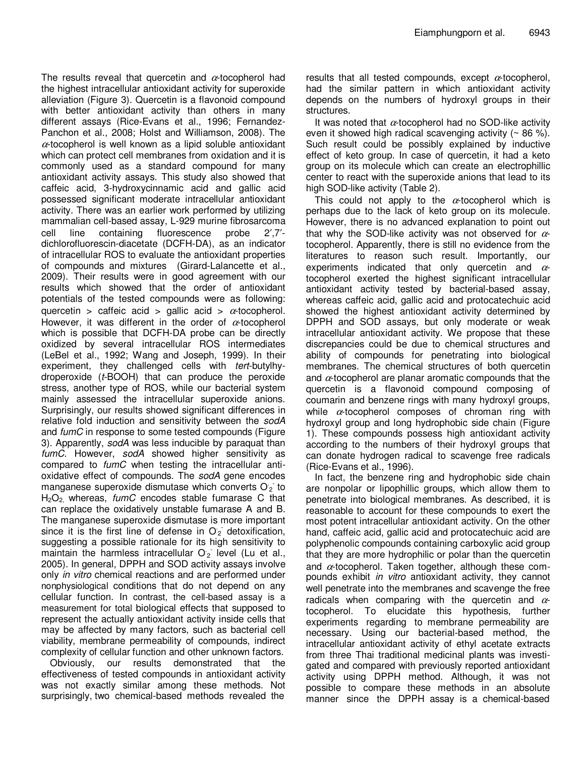The results reveal that quercetin and $\alpha$-tocopherol had the highest intracellular antioxidant activity for superoxide alleviation (Figure 3). Quercetin is a flavonoid compound with better antioxidant activity than others in many different assays (Rice-Evans et al., 1996; Fernandez-Panchon et al., 2008; Holst and Williamson, 2008). The $\alpha$-tocopherol is well known as a lipid soluble antioxidant which can protect cell membranes from oxidation and it is commonly used as a standard compound for many antioxidant activity assays. This study also showed that caffeic acid, 3-hydroxycinnamic acid and gallic acid possessed significant moderate intracellular antioxidant activity. There was an earlier work performed by utilizing mammalian cell-based assay, L-929 murine fibrosarcoma cell line containing fluorescence probe 2′,7′-dichlorofluorescin-diacetate (DCFH-DA), as an indicator of intracellular ROS to evaluate the antioxidant properties of compounds and mixtures (Girard-Lalancette et al., 2009). Their results were in good agreement with our results which showed that the order of antioxidant potentials of the tested compounds were as following: quercetin > caffeic acid > gallic acid > $\alpha$-tocopherol. However, it was different in the order of $\alpha$-tocopherol which is possible that DCFH-DA probe can be directly oxidized by several intracellular ROS intermediates (LeBel et al., 1992; Wang and Joseph, 1999). In their experiment, they challenged cells with *tert*-butylhydroperoxide (*t*-BOOH) that can produce the peroxide stress, another type of ROS, while our bacterial system mainly assessed the intracellular superoxide anions. Surprisingly, our results showed significant differences in relative fold induction and sensitivity between the *sodA* and *fumC* in response to some tested compounds (Figure 3). Apparently, *sodA* was less inducible by paraquat than *fumC*. However, *sodA* showed higher sensitivity as compared to *fumC* when testing the intracellular anti-oxidative effect of compounds. The *sodA* gene encodes manganese superoxide dismutase which converts $O_2^-$ to $H_2O_2$, whereas, *fumC* encodes stable fumarase C that can replace the oxidatively unstable fumarase A and B. The manganese superoxide dismutase is more important since it is the first line of defense in $O_2^-$ detoxification, suggesting a possible rationale for its high sensitivity to maintain the harmless intracellular $O_2^-$ level (Lu et al., 2005). In general, DPPH and SOD activity assays involve only *in vitro* chemical reactions and are performed under nonphysiological conditions that do not depend on any cellular function. In contrast, the cell-based assay is a measurement for total biological effects that supposed to represent the actually antioxidant activity inside cells that may be affected by many factors, such as bacterial cell viability, membrane permeability of compounds, indirect complexity of cellular function and other unknown factors.

Obviously, our results demonstrated that the effectiveness of tested compounds in antioxidant activity was not exactly similar among these methods. Not surprisingly, two chemical-based methods revealed the results that all tested compounds, except $\alpha$-tocopherol, had the similar pattern in which antioxidant activity depends on the numbers of hydroxyl groups in their structures.

It was noted that $\alpha$-tocopherol had no SOD-like activity even it showed high radical scavenging activity (~ 86 %). Such result could be possibly explained by inductive effect of keto group. In case of quercetin, it had a keto group on its molecule which can create an electrophillic center to react with the superoxide anions that lead to its high SOD-like activity (Table 2).

This could not apply to the $\alpha$-tocopherol which is perhaps due to the lack of keto group on its molecule. However, there is no advanced explanation to point out that why the SOD-like activity was not observed for $\alpha$-tocopherol. Apparently, there is still no evidence from the literatures to reason such result. Importantly, our experiments indicated that only quercetin and $\alpha$-tocopherol exerted the highest significant intracellular antioxidant activity tested by bacterial-based assay, whereas caffeic acid, gallic acid and protocatechuic acid showed the highest antioxidant activity determined by DPPH and SOD assays, but only moderate or weak intracellular antioxidant activity. We propose that these discrepancies could be due to chemical structures and ability of compounds for penetrating into biological membranes. The chemical structures of both quercetin and $\alpha$-tocopherol are planar aromatic compounds that the quercetin is a flavonoid compound composing of coumarin and benzene rings with many hydroxyl groups, while $\alpha$-tocopherol composes of chroman ring with hydroxyl group and long hydrophobic side chain (Figure 1). These compounds possess high antioxidant activity according to the numbers of their hydroxyl groups that can donate hydrogen radical to scavenge free radicals (Rice-Evans et al., 1996).

In fact, the benzene ring and hydrophobic side chain are nonpolar or lipophillic groups, which allow them to penetrate into biological membranes. As described, it is reasonable to account for these compounds to exert the most potent intracellular antioxidant activity. On the other hand, caffeic acid, gallic acid and protocatechuic acid are polyphenolic compounds containing carboxylic acid group that they are more hydrophilic or polar than the quercetin and $\alpha$-tocopherol. Taken together, although these compounds exhibit *in vitro* antioxidant activity, they cannot well penetrate into the membranes and scavenge the free radicals when comparing with the quercetin and $\alpha$-tocopherol. To elucidate this hypothesis, further experiments regarding to membrane permeability are necessary. Using our bacterial-based method, the intracellular antioxidant activity of ethyl acetate extracts from three Thai traditional medicinal plants was investigated and compared with previously reported antioxidant activity using DPPH method. Although, it was not possible to compare these methods in an absolute manner since the DPPH assay is a chemical-based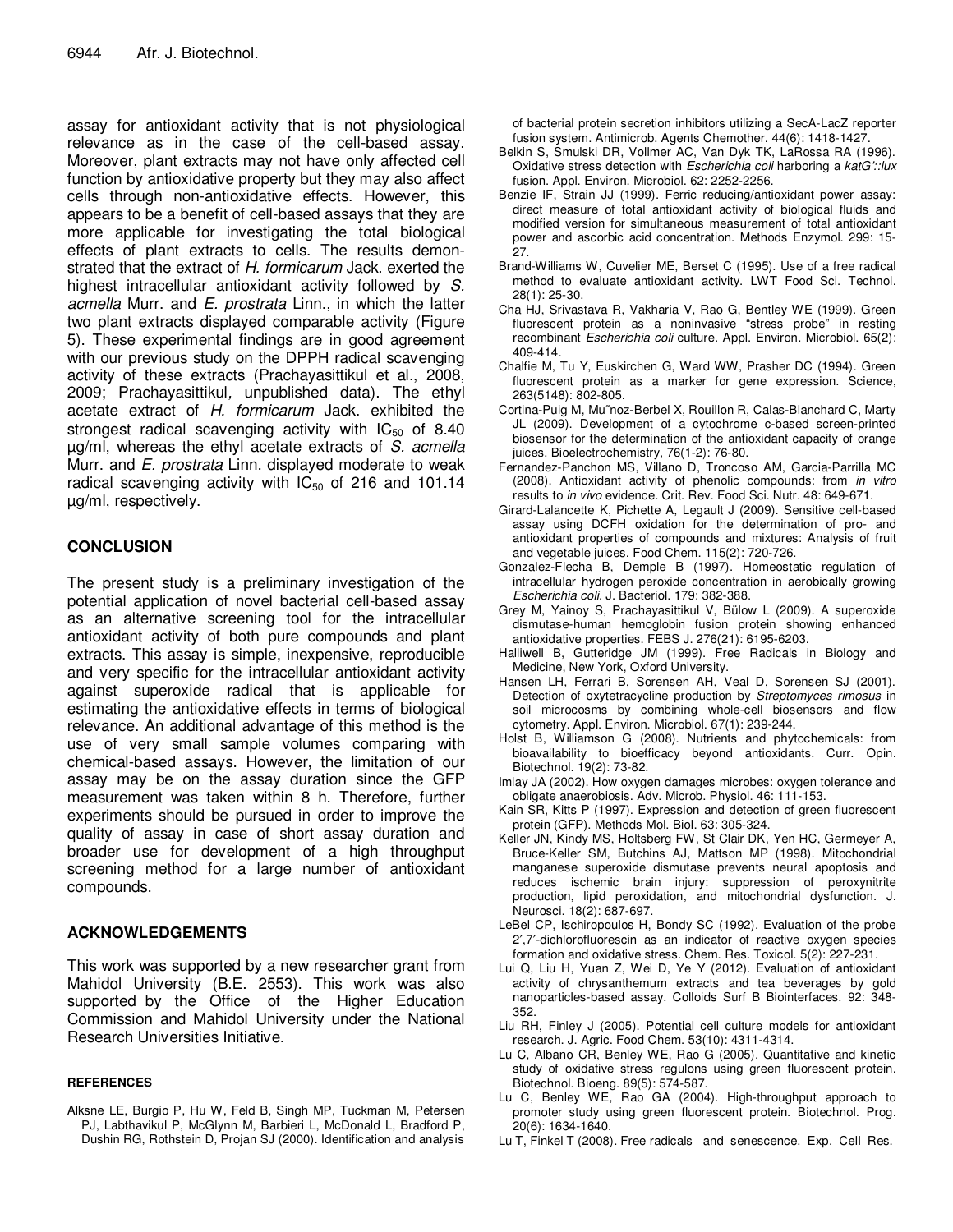assay for antioxidant activity that is not physiological relevance as in the case of the cell-based assay. Moreover, plant extracts may not have only affected cell function by antioxidative property but they may also affect cells through non-antioxidative effects. However, this appears to be a benefit of cell-based assays that they are more applicable for investigating the total biological effects of plant extracts to cells. The results demonstrated that the extract of *H. formicarum* Jack. exerted the highest intracellular antioxidant activity followed by *S. acmella* Murr. and *E. prostrata* Linn., in which the latter two plant extracts displayed comparable activity (Figure 5). These experimental findings are in good agreement with our previous study on the DPPH radical scavenging activity of these extracts (Prachayasittikul et al., 2008, 2009; Prachayasittikul, unpublished data). The ethyl acetate extract of *H. formicarum* Jack. exhibited the strongest radical scavenging activity with $IC_{50}$ of 8.40 µg/ml, whereas the ethyl acetate extracts of *S. acmella* Murr. and *E. prostrata* Linn. displayed moderate to weak radical scavenging activity with $IC_{50}$ of 216 and 101.14 µg/ml, respectively.

## CONCLUSION

The present study is a preliminary investigation of the potential application of novel bacterial cell-based assay as an alternative screening tool for the intracellular antioxidant activity of both pure compounds and plant extracts. This assay is simple, inexpensive, reproducible and very specific for the intracellular antioxidant activity against superoxide radical that is applicable for estimating the antioxidative effects in terms of biological relevance. An additional advantage of this method is the use of very small sample volumes comparing with chemical-based assays. However, the limitation of our assay may be on the assay duration since the GFP measurement was taken within 8 h. Therefore, further experiments should be pursued in order to improve the quality of assay in case of short assay duration and broader use for development of a high throughput screening method for a large number of antioxidant compounds.

## ACKNOWLEDGEMENTS

This work was supported by a new researcher grant from Mahidol University (B.E. 2553). This work was also supported by the Office of the Higher Education Commission and Mahidol University under the National Research Universities Initiative.

### REFERENCES

Alksne LE, Burgio P, Hu W, Feld B, Singh MP, Tuckman M, Petersen PJ, Labthavikul P, McGlynn M, Barbieri L, McDonald L, Bradford P, Dushin RG, Rothstein D, Projan SJ (2000). Identification and analysis of bacterial protein secretion inhibitors utilizing a SecA-LacZ reporter fusion system. Antimicrob. Agents Chemother. 44(6): 1418-1427.

Belkin S, Smulski DR, Vollmer AC, Van Dyk TK, LaRossa RA (1996). Oxidative stress detection with *Escherichia coli* harboring a *katG'::lux* fusion. Appl. Environ. Microbiol. 62: 2252-2256.

Benzie IF, Strain JJ (1999). Ferric reducing/antioxidant power assay: direct measure of total antioxidant activity of biological fluids and modified version for simultaneous measurement of total antioxidant power and ascorbic acid concentration. Methods Enzymol. 299: 15-27.

Brand-Williams W, Cuvelier ME, Berset C (1995). Use of a free radical method to evaluate antioxidant activity. LWT Food Sci. Technol. 28(1): 25-30.

Cha HJ, Srivastava R, Vakharia V, Rao G, Bentley WE (1999). Green fluorescent protein as a noninvasive "stress probe" in resting recombinant *Escherichia coli* culture. Appl. Environ. Microbiol. 65(2): 409-414.

Chalfie M, Tu Y, Euskirchen G, Ward WW, Prasher DC (1994). Green fluorescent protein as a marker for gene expression. Science, 263(5148): 802-805.

Cortina-Puig M, Mu˜noz-Berbel X, Rouillon R, Calas-Blanchard C, Marty JL (2009). Development of a cytochrome c-based screen-printed biosensor for the determination of the antioxidant capacity of orange juices. Bioelectrochemistry, 76(1-2): 76-80.

Fernandez-Panchon MS, Villano D, Troncoso AM, Garcia-Parrilla MC (2008). Antioxidant activity of phenolic compounds: from *in vitro* results to *in vivo* evidence. Crit. Rev. Food Sci. Nutr. 48: 649-671.

Girard-Lalancette K, Pichette A, Legault J (2009). Sensitive cell-based assay using DCFH oxidation for the determination of pro- and antioxidant properties of compounds and mixtures: Analysis of fruit and vegetable juices. Food Chem. 115(2): 720-726.

Gonzalez-Flecha B, Demple B (1997). Homeostatic regulation of intracellular hydrogen peroxide concentration in aerobically growing *Escherichia coli*. J. Bacteriol. 179: 382-388.

Grey M, Yainoy S, Prachayasittikul V, Bülow L (2009). A superoxide dismutase-human hemoglobin fusion protein showing enhanced antioxidative properties. FEBS J. 276(21): 6195-6203.

Halliwell B, Gutteridge JM (1999). Free Radicals in Biology and Medicine, New York, Oxford University.

Hansen LH, Ferrari B, Sorensen AH, Veal D, Sorensen SJ (2001). Detection of oxytetracycline production by *Streptomyces rimosus* in soil microcosms by combining whole-cell biosensors and flow cytometry. Appl. Environ. Microbiol. 67(1): 239-244.

Holst B, Williamson G (2008). Nutrients and phytochemicals: from bioavailability to bioefficacy beyond antioxidants. Curr. Opin. Biotechnol. 19(2): 73-82.

Imlay JA (2002). How oxygen damages microbes: oxygen tolerance and obligate anaerobiosis. Adv. Microb. Physiol. 46: 111-153.

Kain SR, Kitts P (1997). Expression and detection of green fluorescent protein (GFP). Methods Mol. Biol. 63: 305-324.

Keller JN, Kindy MS, Holtsberg FW, St Clair DK, Yen HC, Germeyer A, Bruce-Keller SM, Butchins AJ, Mattson MP (1998). Mitochondrial manganese superoxide dismutase prevents neural apoptosis and reduces ischemic brain injury: suppression of peroxynitrite production, lipid peroxidation, and mitochondrial dysfunction. J. Neurosci. 18(2): 687-697.

LeBel CP, Ischiropoulos H, Bondy SC (1992). Evaluation of the probe 2′,7′-dichlorofluorescin as an indicator of reactive oxygen species formation and oxidative stress. Chem. Res. Toxicol. 5(2): 227-231.

Lui Q, Liu H, Yuan Z, Wei D, Ye Y (2012). Evaluation of antioxidant activity of chrysanthemum extracts and tea beverages by gold nanoparticles-based assay. Colloids Surf B Biointerfaces. 92: 348-352.

Liu RH, Finley J (2005). Potential cell culture models for antioxidant research. J. Agric. Food Chem. 53(10): 4311-4314.

Lu C, Albano CR, Benley WE, Rao G (2005). Quantitative and kinetic study of oxidative stress regulons using green fluorescent protein. Biotechnol. Bioeng. 89(5): 574-587.

Lu C, Benley WE, Rao GA (2004). High-throughput approach to promoter study using green fluorescent protein. Biotechnol. Prog. 20(6): 1634-1640.

Lu T, Finkel T (2008). Free radicals and senescence. Exp. Cell Res.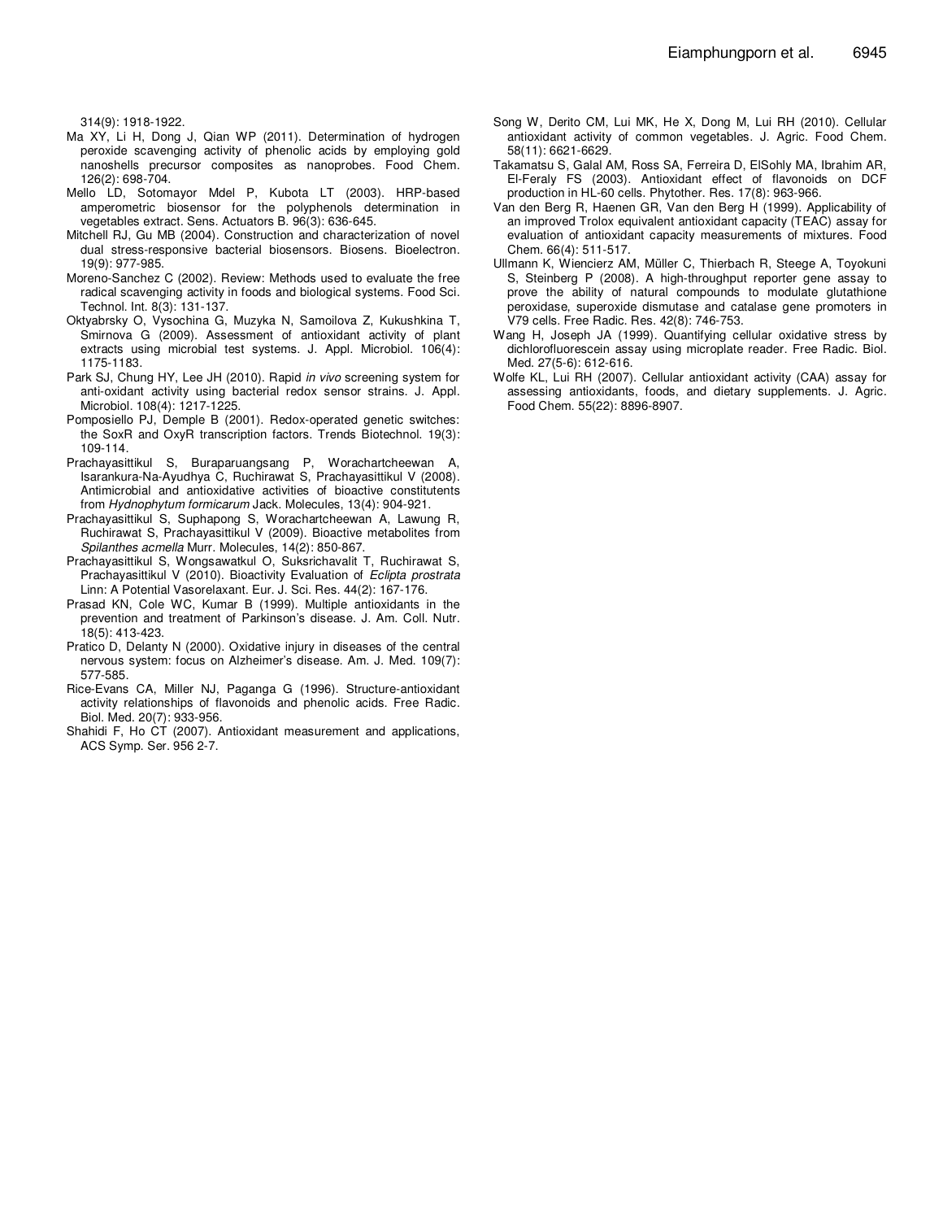314(9): 1918-1922.

Ma XY, Li H, Dong J, Qian WP (2011). Determination of hydrogen peroxide scavenging activity of phenolic acids by employing gold nanoshells precursor composites as nanoprobes. Food Chem. 126(2): 698-704.

Mello LD, Sotomayor Mdel P, Kubota LT (2003). HRP-based amperometric biosensor for the polyphenols determination in vegetables extract. Sens. Actuators B. 96(3): 636-645.

Mitchell RJ, Gu MB (2004). Construction and characterization of novel dual stress-responsive bacterial biosensors. Biosens. Bioelectron. 19(9): 977-985.

Moreno-Sanchez C (2002). Review: Methods used to evaluate the free radical scavenging activity in foods and biological systems. Food Sci. Technol. Int. 8(3): 131-137.

Oktyabrsky O, Vysochina G, Muzyka N, Samoilova Z, Kukushkina T, Smirnova G (2009). Assessment of antioxidant activity of plant extracts using microbial test systems. J. Appl. Microbiol. 106(4): 1175-1183.

Park SJ, Chung HY, Lee JH (2010). Rapid *in vivo* screening system for anti-oxidant activity using bacterial redox sensor strains. J. Appl. Microbiol. 108(4): 1217-1225.

Pomposiello PJ, Demple B (2001). Redox-operated genetic switches: the SoxR and OxyR transcription factors. Trends Biotechnol. 19(3): 109-114.

Prachayasittikul S, Buraparuangsang P, Worachartcheewan A, Isarankura-Na-Ayudhya C, Ruchirawat S, Prachayasittikul V (2008). Antimicrobial and antioxidative activities of bioactive constitutents from *Hydnophytum formicarum* Jack. Molecules, 13(4): 904-921.

Prachayasittikul S, Suphapong S, Worachartcheewan A, Lawung R, Ruchirawat S, Prachayasittikul V (2009). Bioactive metabolites from *Spilanthes acmella* Murr. Molecules, 14(2): 850-867.

Prachayasittikul S, Wongsawatkul O, Suksrichavalit T, Ruchirawat S, Prachayasittikul V (2010). Bioactivity Evaluation of *Eclipta prostrata* Linn: A Potential Vasorelaxant. Eur. J. Sci. Res. 44(2): 167-176.

Prasad KN, Cole WC, Kumar B (1999). Multiple antioxidants in the prevention and treatment of Parkinson's disease. J. Am. Coll. Nutr. 18(5): 413-423.

Pratico D, Delanty N (2000). Oxidative injury in diseases of the central nervous system: focus on Alzheimer's disease. Am. J. Med. 109(7): 577-585.

Rice-Evans CA, Miller NJ, Paganga G (1996). Structure-antioxidant activity relationships of flavonoids and phenolic acids. Free Radic. Biol. Med. 20(7): 933-956.

Shahidi F, Ho CT (2007). Antioxidant measurement and applications, ACS Symp. Ser. 956 2-7.

Song W, Derito CM, Lui MK, He X, Dong M, Lui RH (2010). Cellular antioxidant activity of common vegetables. J. Agric. Food Chem. 58(11): 6621-6629.

Takamatsu S, Galal AM, Ross SA, Ferreira D, ElSohly MA, Ibrahim AR, El-Feraly FS (2003). Antioxidant effect of flavonoids on DCF production in HL-60 cells. Phytother. Res. 17(8): 963-966.

Van den Berg R, Haenen GR, Van den Berg H (1999). Applicability of an improved Trolox equivalent antioxidant capacity (TEAC) assay for evaluation of antioxidant capacity measurements of mixtures. Food Chem. 66(4): 511-517.

Ullmann K, Wiencierz AM, Müller C, Thierbach R, Steege A, Toyokuni S, Steinberg P (2008). A high-throughput reporter gene assay to prove the ability of natural compounds to modulate glutathione peroxidase, superoxide dismutase and catalase gene promoters in V79 cells. Free Radic. Res. 42(8): 746-753.

Wang H, Joseph JA (1999). Quantifying cellular oxidative stress by dichlorofluorescein assay using microplate reader. Free Radic. Biol. Med. 27(5-6): 612-616.

Wolfe KL, Lui RH (2007). Cellular antioxidant activity (CAA) assay for assessing antioxidants, foods, and dietary supplements. J. Agric. Food Chem. 55(22): 8896-8907.